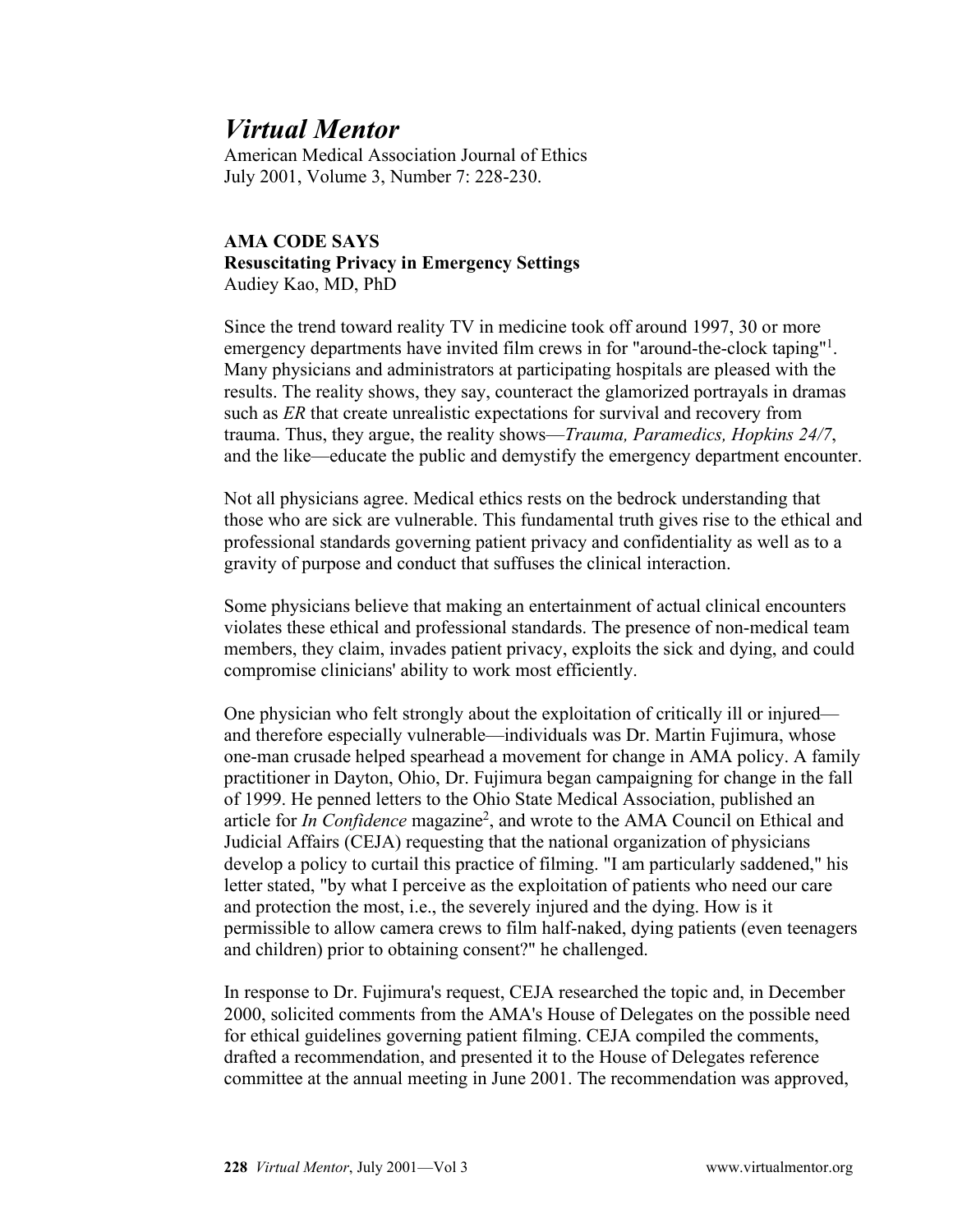# *Virtual Mentor*

American Medical Association Journal of Ethics
July 2001, Volume 3, Number 7: 228-230.

**AMA CODE SAYS**
**Resuscitating Privacy in Emergency Settings**
Audiey Kao, MD, PhD

Since the trend toward reality TV in medicine took off around 1997, 30 or more emergency departments have invited film crews in for "around-the-clock taping"[1]. Many physicians and administrators at participating hospitals are pleased with the results. The reality shows, they say, counteract the glamorized portrayals in dramas such as *ER* that create unrealistic expectations for survival and recovery from trauma. Thus, they argue, the reality shows—*Trauma, Paramedics, Hopkins 24/7*, and the like—educate the public and demystify the emergency department encounter.

Not all physicians agree. Medical ethics rests on the bedrock understanding that those who are sick are vulnerable. This fundamental truth gives rise to the ethical and professional standards governing patient privacy and confidentiality as well as to a gravity of purpose and conduct that suffuses the clinical interaction.

Some physicians believe that making an entertainment of actual clinical encounters violates these ethical and professional standards. The presence of non-medical team members, they claim, invades patient privacy, exploits the sick and dying, and could compromise clinicians' ability to work most efficiently.

One physician who felt strongly about the exploitation of critically ill or injured—and therefore especially vulnerable—individuals was Dr. Martin Fujimura, whose one-man crusade helped spearhead a movement for change in AMA policy. A family practitioner in Dayton, Ohio, Dr. Fujimura began campaigning for change in the fall of 1999. He penned letters to the Ohio State Medical Association, published an article for *In Confidence* magazine[2], and wrote to the AMA Council on Ethical and Judicial Affairs (CEJA) requesting that the national organization of physicians develop a policy to curtail this practice of filming. "I am particularly saddened," his letter stated, "by what I perceive as the exploitation of patients who need our care and protection the most, i.e., the severely injured and the dying. How is it permissible to allow camera crews to film half-naked, dying patients (even teenagers and children) prior to obtaining consent?" he challenged.

In response to Dr. Fujimura's request, CEJA researched the topic and, in December 2000, solicited comments from the AMA's House of Delegates on the possible need for ethical guidelines governing patient filming. CEJA compiled the comments, drafted a recommendation, and presented it to the House of Delegates reference committee at the annual meeting in June 2001. The recommendation was approved,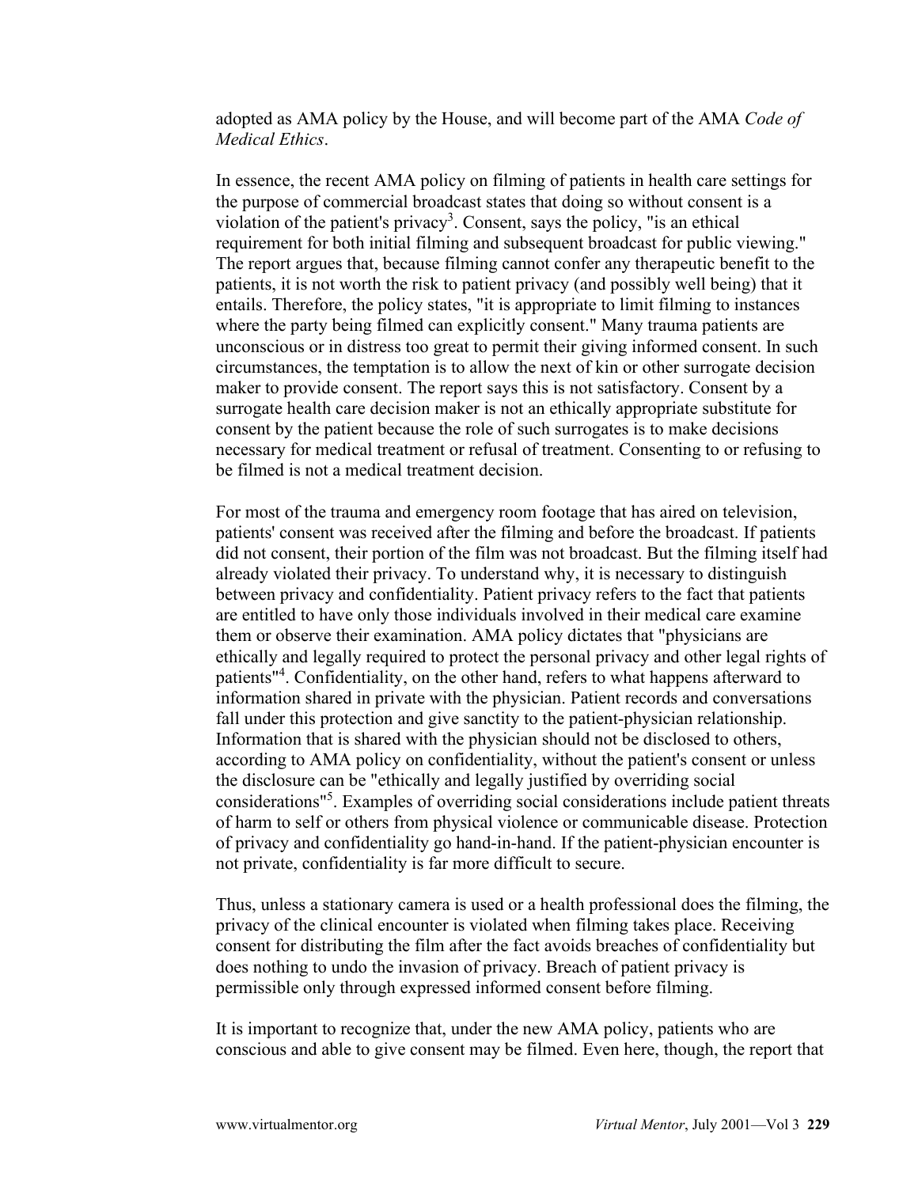adopted as AMA policy by the House, and will become part of the AMA *Code of Medical Ethics*.

In essence, the recent AMA policy on filming of patients in health care settings for the purpose of commercial broadcast states that doing so without consent is a violation of the patient's privacy[3]. Consent, says the policy, "is an ethical requirement for both initial filming and subsequent broadcast for public viewing." The report argues that, because filming cannot confer any therapeutic benefit to the patients, it is not worth the risk to patient privacy (and possibly well being) that it entails. Therefore, the policy states, "it is appropriate to limit filming to instances where the party being filmed can explicitly consent." Many trauma patients are unconscious or in distress too great to permit their giving informed consent. In such circumstances, the temptation is to allow the next of kin or other surrogate decision maker to provide consent. The report says this is not satisfactory. Consent by a surrogate health care decision maker is not an ethically appropriate substitute for consent by the patient because the role of such surrogates is to make decisions necessary for medical treatment or refusal of treatment. Consenting to or refusing to be filmed is not a medical treatment decision.

For most of the trauma and emergency room footage that has aired on television, patients' consent was received after the filming and before the broadcast. If patients did not consent, their portion of the film was not broadcast. But the filming itself had already violated their privacy. To understand why, it is necessary to distinguish between privacy and confidentiality. Patient privacy refers to the fact that patients are entitled to have only those individuals involved in their medical care examine them or observe their examination. AMA policy dictates that "physicians are ethically and legally required to protect the personal privacy and other legal rights of patients"[4]. Confidentiality, on the other hand, refers to what happens afterward to information shared in private with the physician. Patient records and conversations fall under this protection and give sanctity to the patient-physician relationship. Information that is shared with the physician should not be disclosed to others, according to AMA policy on confidentiality, without the patient's consent or unless the disclosure can be "ethically and legally justified by overriding social considerations"[5]. Examples of overriding social considerations include patient threats of harm to self or others from physical violence or communicable disease. Protection of privacy and confidentiality go hand-in-hand. If the patient-physician encounter is not private, confidentiality is far more difficult to secure.

Thus, unless a stationary camera is used or a health professional does the filming, the privacy of the clinical encounter is violated when filming takes place. Receiving consent for distributing the film after the fact avoids breaches of confidentiality but does nothing to undo the invasion of privacy. Breach of patient privacy is permissible only through expressed informed consent before filming.

It is important to recognize that, under the new AMA policy, patients who are conscious and able to give consent may be filmed. Even here, though, the report that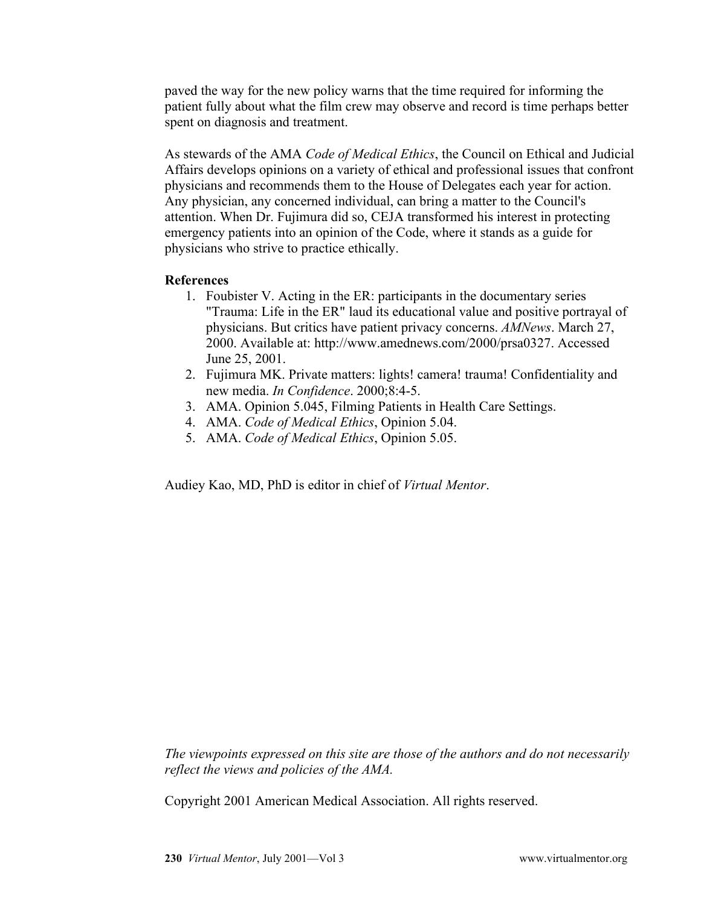paved the way for the new policy warns that the time required for informing the patient fully about what the film crew may observe and record is time perhaps better spent on diagnosis and treatment.

As stewards of the AMA *Code of Medical Ethics*, the Council on Ethical and Judicial Affairs develops opinions on a variety of ethical and professional issues that confront physicians and recommends them to the House of Delegates each year for action. Any physician, any concerned individual, can bring a matter to the Council's attention. When Dr. Fujimura did so, CEJA transformed his interest in protecting emergency patients into an opinion of the Code, where it stands as a guide for physicians who strive to practice ethically.

**References**

1. Foubister V. Acting in the ER: participants in the documentary series "Trauma: Life in the ER" laud its educational value and positive portrayal of physicians. But critics have patient privacy concerns. *AMNews*. March 27, 2000. Available at: http://www.amednews.com/2000/prsa0327. Accessed June 25, 2001.
2. Fujimura MK. Private matters: lights! camera! trauma! Confidentiality and new media. *In Confidence*. 2000;8:4-5.
3. AMA. Opinion 5.045, Filming Patients in Health Care Settings.
4. AMA. *Code of Medical Ethics*, Opinion 5.04.
5. AMA. *Code of Medical Ethics*, Opinion 5.05.

Audiey Kao, MD, PhD is editor in chief of *Virtual Mentor*.

*The viewpoints expressed on this site are those of the authors and do not necessarily reflect the views and policies of the AMA.*

Copyright 2001 American Medical Association. All rights reserved.